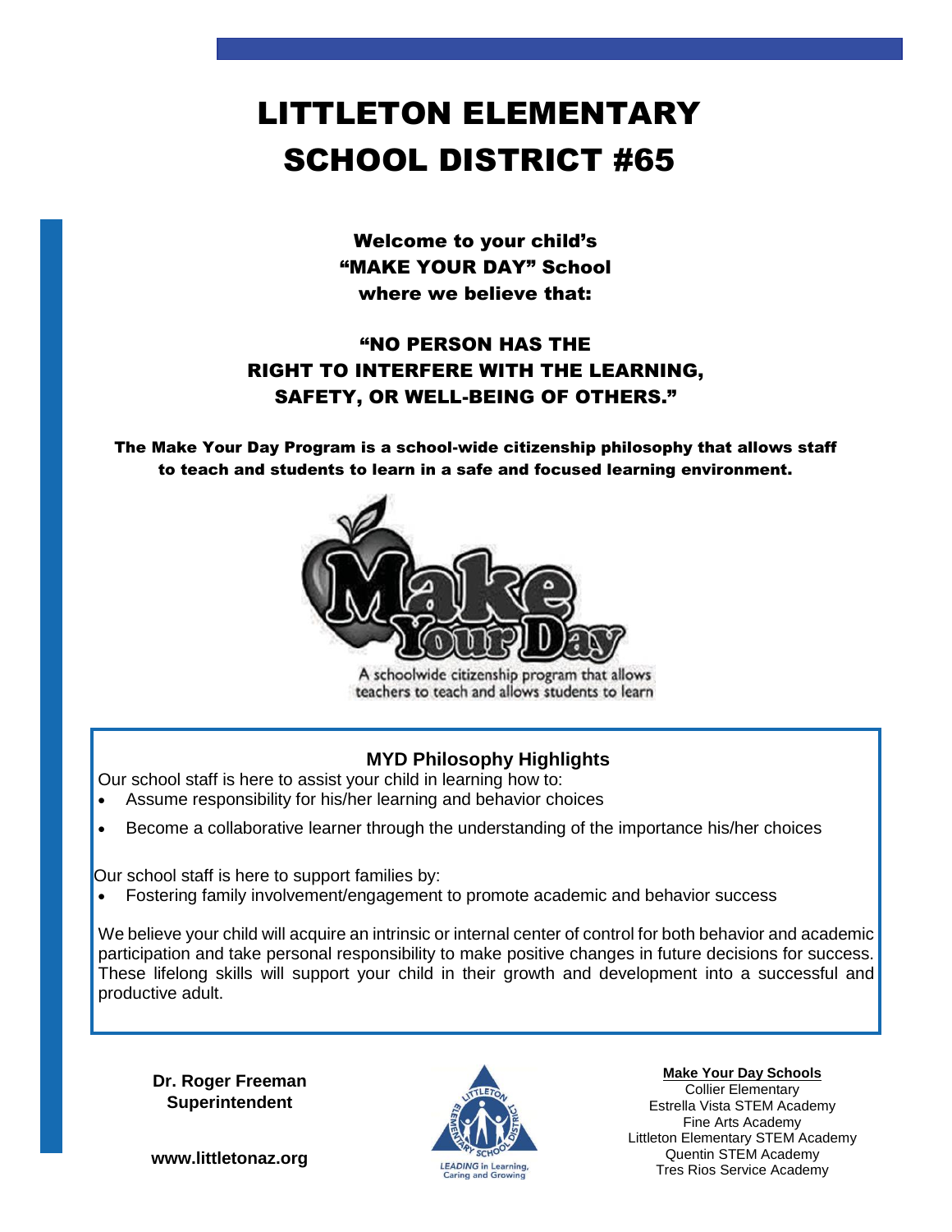# LITTLETON ELEMENTARY SCHOOL DISTRICT #65

**Welcome to your child's "MAKE YOUR DAY" School where we believe that:**

**"NO PERSON HAS THE RIGHT TO INTERFERE WITH THE LEARNING, SAFETY, OR WELL-BEING OF OTHERS."**

**The Make Your Day Program is a school-wide citizenship philosophy that allows staff to teach and students to learn in a safe and focused learning environment.**

A schoolwide citizenship program that allows teachers to teach and allows students to learn

## MYD Philosophy Highlights

Our school staff is here to assist your child in learning how to:

- Assume responsibility for his/her learning and behavior choices
- Become a collaborative learner through the understanding of the importance his/her choices

Our school staff is here to support families by:

- Fostering family involvement/engagement to promote academic and behavior success

We believe your child will acquire an intrinsic or internal center of control for both behavior and academic participation and take personal responsibility to make positive changes in future decisions for success. These lifelong skills will support your child in their growth and development into a successful and productive adult.

**Dr. Roger Freeman**
**Superintendent**

**www.littletonaz.org**

LITTLETON ELEMENTARY SCHOOL DISTRICT
*LEADING in Learning, Caring and Growing*

**Make Your Day Schools**

Collier Elementary
Estrella Vista STEM Academy
Fine Arts Academy
Littleton Elementary STEM Academy
Quentin STEM Academy
Tres Rios Service Academy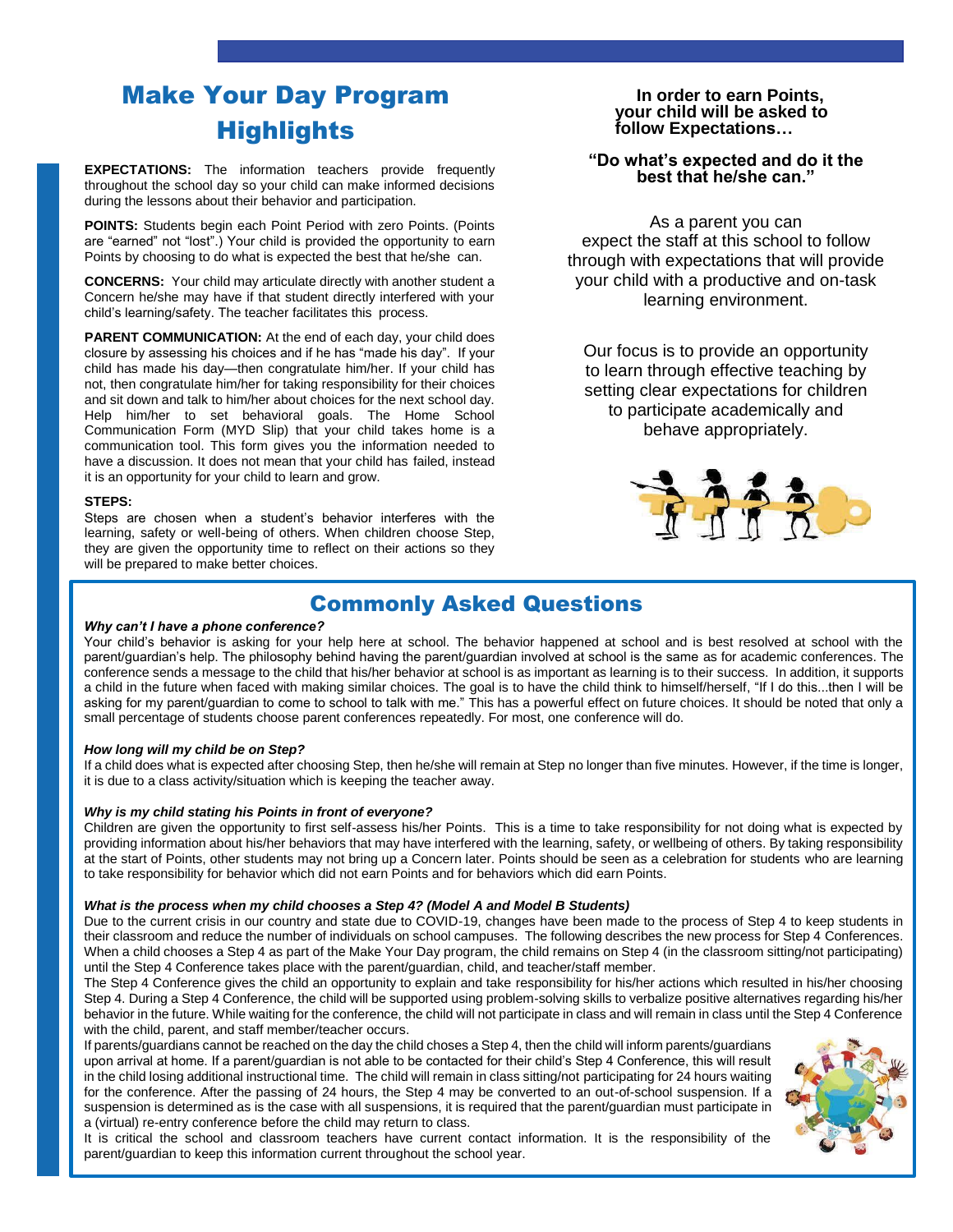# Make Your Day Program Highlights

**EXPECTATIONS:** The information teachers provide frequently throughout the school day so your child can make informed decisions during the lessons about their behavior and participation.

**POINTS:** Students begin each Point Period with zero Points. (Points are "earned" not "lost".) Your child is provided the opportunity to earn Points by choosing to do what is expected the best that he/she can.

**CONCERNS:** Your child may articulate directly with another student a Concern he/she may have if that student directly interfered with your child's learning/safety. The teacher facilitates this process.

**PARENT COMMUNICATION:** At the end of each day, your child does closure by assessing his choices and if he has "made his day". If your child has made his day—then congratulate him/her. If your child has not, then congratulate him/her for taking responsibility for their choices and sit down and talk to him/her about choices for the next school day. Help him/her to set behavioral goals. The Home School Communication Form (MYD Slip) that your child takes home is a communication tool. This form gives you the information needed to have a discussion. It does not mean that your child has failed, instead it is an opportunity for your child to learn and grow.

**STEPS:**

Steps are chosen when a student's behavior interferes with the learning, safety or well-being of others. When children choose Step, they are given the opportunity time to reflect on their actions so they will be prepared to make better choices.

**In order to earn Points, your child will be asked to follow Expectations…**

**"Do what's expected and do it the best that he/she can."**

As a parent you can expect the staff at this school to follow through with expectations that will provide your child with a productive and on-task learning environment.

Our focus is to provide an opportunity to learn through effective teaching by setting clear expectations for children to participate academically and behave appropriately.

## Commonly Asked Questions

***Why can't I have a phone conference?***

Your child's behavior is asking for your help here at school. The behavior happened at school and is best resolved at school with the parent/guardian's help. The philosophy behind having the parent/guardian involved at school is the same as for academic conferences. The conference sends a message to the child that his/her behavior at school is as important as learning is to their success. In addition, it supports a child in the future when faced with making similar choices. The goal is to have the child think to himself/herself, "If I do this...then I will be asking for my parent/guardian to come to school to talk with me." This has a powerful effect on future choices. It should be noted that only a small percentage of students choose parent conferences repeatedly. For most, one conference will do.

***How long will my child be on Step?***

If a child does what is expected after choosing Step, then he/she will remain at Step no longer than five minutes. However, if the time is longer, it is due to a class activity/situation which is keeping the teacher away.

***Why is my child stating his Points in front of everyone?***

Children are given the opportunity to first self-assess his/her Points. This is a time to take responsibility for not doing what is expected by providing information about his/her behaviors that may have interfered with the learning, safety, or wellbeing of others. By taking responsibility at the start of Points, other students may not bring up a Concern later. Points should be seen as a celebration for students who are learning to take responsibility for behavior which did not earn Points and for behaviors which did earn Points.

***What is the process when my child chooses a Step 4? (Model A and Model B Students)***

Due to the current crisis in our country and state due to COVID-19, changes have been made to the process of Step 4 to keep students in their classroom and reduce the number of individuals on school campuses. The following describes the new process for Step 4 Conferences. When a child chooses a Step 4 as part of the Make Your Day program, the child remains on Step 4 (in the classroom sitting/not participating) until the Step 4 Conference takes place with the parent/guardian, child, and teacher/staff member.

The Step 4 Conference gives the child an opportunity to explain and take responsibility for his/her actions which resulted in his/her choosing Step 4. During a Step 4 Conference, the child will be supported using problem-solving skills to verbalize positive alternatives regarding his/her behavior in the future. While waiting for the conference, the child will not participate in class and will remain in class until the Step 4 Conference with the child, parent, and staff member/teacher occurs.

If parents/guardians cannot be reached on the day the child choses a Step 4, then the child will inform parents/guardians upon arrival at home. If a parent/guardian is not able to be contacted for their child's Step 4 Conference, this will result in the child losing additional instructional time. The child will remain in class sitting/not participating for 24 hours waiting for the conference. After the passing of 24 hours, the Step 4 may be converted to an out-of-school suspension. If a suspension is determined as is the case with all suspensions, it is required that the parent/guardian must participate in a (virtual) re-entry conference before the child may return to class.

It is critical the school and classroom teachers have current contact information. It is the responsibility of the parent/guardian to keep this information current throughout the school year.